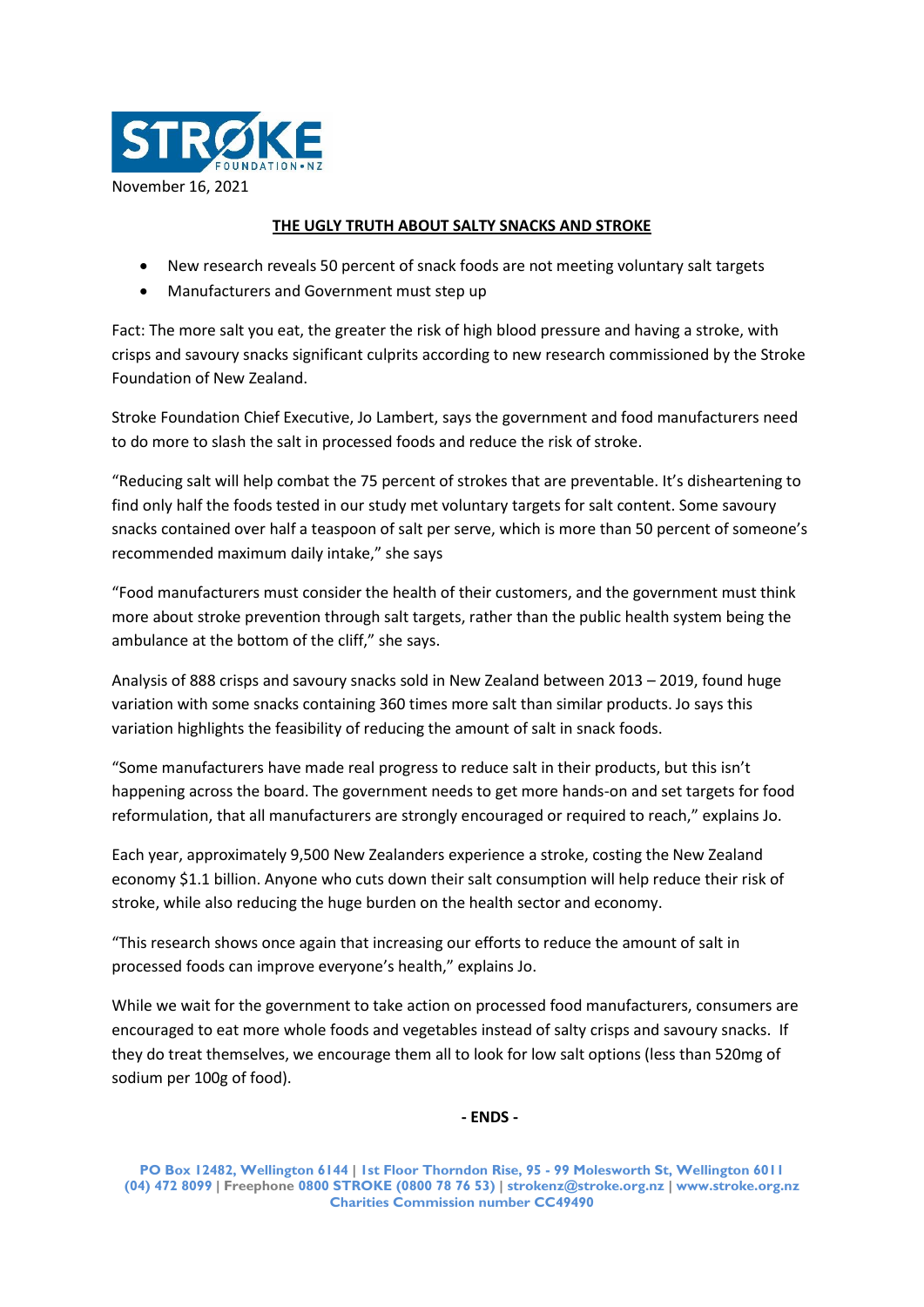November 16, 2021

# THE UGLY TRUTH ABOUT SALTY SNACKS AND STROKE

- New research reveals 50 percent of snack foods are not meeting voluntary salt targets
- Manufacturers and Government must step up

Fact: The more salt you eat, the greater the risk of high blood pressure and having a stroke, with crisps and savoury snacks significant culprits according to new research commissioned by the Stroke Foundation of New Zealand.

Stroke Foundation Chief Executive, Jo Lambert, says the government and food manufacturers need to do more to slash the salt in processed foods and reduce the risk of stroke.

"Reducing salt will help combat the 75 percent of strokes that are preventable. It's disheartening to find only half the foods tested in our study met voluntary targets for salt content. Some savoury snacks contained over half a teaspoon of salt per serve, which is more than 50 percent of someone's recommended maximum daily intake," she says

"Food manufacturers must consider the health of their customers, and the government must think more about stroke prevention through salt targets, rather than the public health system being the ambulance at the bottom of the cliff," she says.

Analysis of 888 crisps and savoury snacks sold in New Zealand between 2013 – 2019, found huge variation with some snacks containing 360 times more salt than similar products. Jo says this variation highlights the feasibility of reducing the amount of salt in snack foods.

"Some manufacturers have made real progress to reduce salt in their products, but this isn't happening across the board. The government needs to get more hands-on and set targets for food reformulation, that all manufacturers are strongly encouraged or required to reach," explains Jo.

Each year, approximately 9,500 New Zealanders experience a stroke, costing the New Zealand economy $1.1 billion. Anyone who cuts down their salt consumption will help reduce their risk of stroke, while also reducing the huge burden on the health sector and economy.

"This research shows once again that increasing our efforts to reduce the amount of salt in processed foods can improve everyone's health," explains Jo.

While we wait for the government to take action on processed food manufacturers, consumers are encouraged to eat more whole foods and vegetables instead of salty crisps and savoury snacks. If they do treat themselves, we encourage them all to look for low salt options (less than 520mg of sodium per 100g of food).

**- ENDS -**

**PO Box 12482, Wellington 6144 | 1st Floor Thorndon Rise, 95 - 99 Molesworth St, Wellington 6011**
**(04) 472 8099 | Freephone 0800 STROKE (0800 78 76 53) | strokenz@stroke.org.nz | www.stroke.org.nz**
**Charities Commission number CC49490**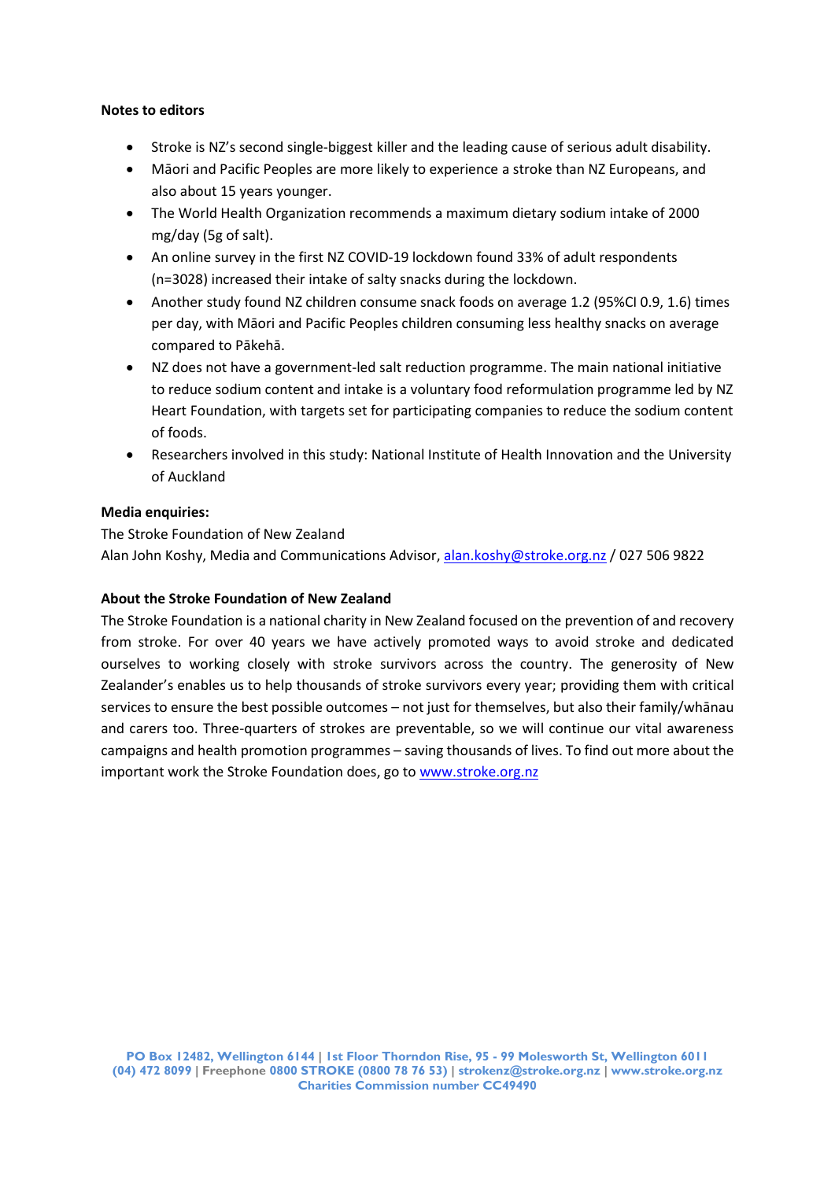**Notes to editors**

- Stroke is NZ's second single-biggest killer and the leading cause of serious adult disability.
- Māori and Pacific Peoples are more likely to experience a stroke than NZ Europeans, and also about 15 years younger.
- The World Health Organization recommends a maximum dietary sodium intake of 2000 mg/day (5g of salt).
- An online survey in the first NZ COVID-19 lockdown found 33% of adult respondents (n=3028) increased their intake of salty snacks during the lockdown.
- Another study found NZ children consume snack foods on average 1.2 (95%CI 0.9, 1.6) times per day, with Māori and Pacific Peoples children consuming less healthy snacks on average compared to Pākehā.
- NZ does not have a government-led salt reduction programme. The main national initiative to reduce sodium content and intake is a voluntary food reformulation programme led by NZ Heart Foundation, with targets set for participating companies to reduce the sodium content of foods.
- Researchers involved in this study: National Institute of Health Innovation and the University of Auckland

**Media enquiries:**

The Stroke Foundation of New Zealand

Alan John Koshy, Media and Communications Advisor, alan.koshy@stroke.org.nz / 027 506 9822

**About the Stroke Foundation of New Zealand**

The Stroke Foundation is a national charity in New Zealand focused on the prevention of and recovery from stroke. For over 40 years we have actively promoted ways to avoid stroke and dedicated ourselves to working closely with stroke survivors across the country. The generosity of New Zealander's enables us to help thousands of stroke survivors every year; providing them with critical services to ensure the best possible outcomes – not just for themselves, but also their family/whānau and carers too. Three-quarters of strokes are preventable, so we will continue our vital awareness campaigns and health promotion programmes – saving thousands of lives. To find out more about the important work the Stroke Foundation does, go to www.stroke.org.nz

PO Box 12482, Wellington 6144 | 1st Floor Thorndon Rise, 95 - 99 Molesworth St, Wellington 6011
(04) 472 8099 | Freephone 0800 STROKE (0800 78 76 53) | strokenz@stroke.org.nz | www.stroke.org.nz
Charities Commission number CC49490